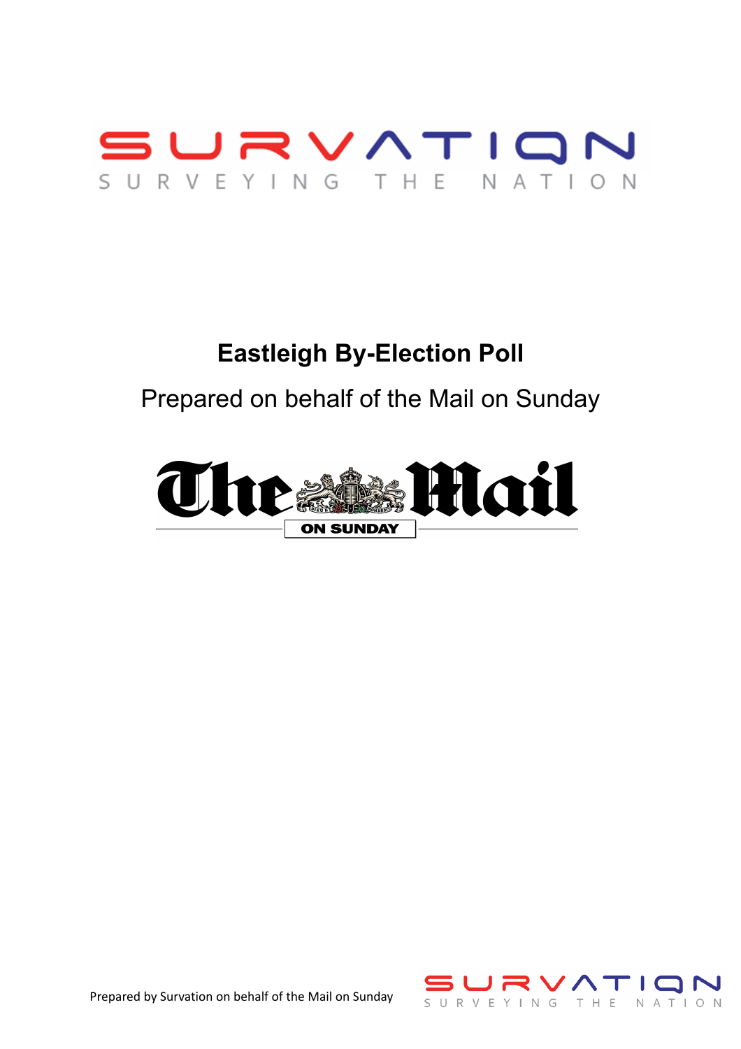# Eastleigh By-Election Poll

Prepared on behalf of the Mail on Sunday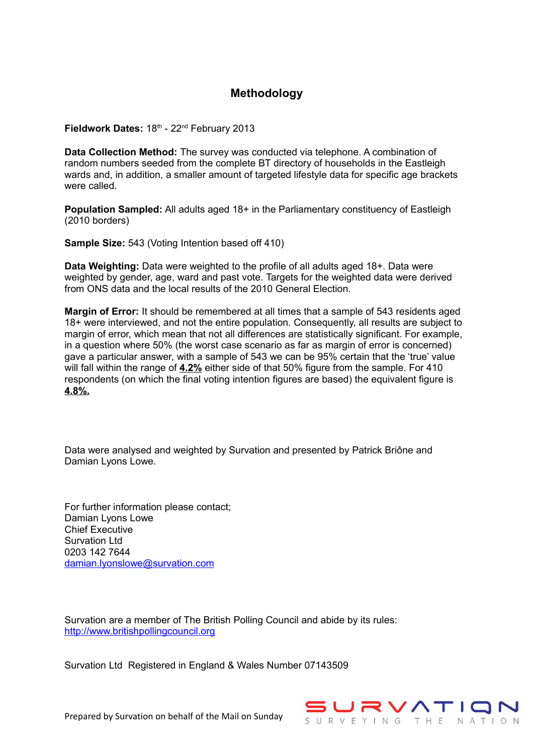## Methodology

**Fieldwork Dates:** 18th - 22nd February 2013

**Data Collection Method:** The survey was conducted via telephone. A combination of random numbers seeded from the complete BT directory of households in the Eastleigh wards and, in addition, a smaller amount of targeted lifestyle data for specific age brackets were called.

**Population Sampled:** All adults aged 18+ in the Parliamentary constituency of Eastleigh (2010 borders)

**Sample Size:** 543 (Voting Intention based off 410)

**Data Weighting:** Data were weighted to the profile of all adults aged 18+. Data were weighted by gender, age, ward and past vote. Targets for the weighted data were derived from ONS data and the local results of the 2010 General Election.

**Margin of Error:** It should be remembered at all times that a sample of 543 residents aged 18+ were interviewed, and not the entire population. Consequently, all results are subject to margin of error, which mean that not all differences are statistically significant. For example, in a question where 50% (the worst case scenario as far as margin of error is concerned) gave a particular answer, with a sample of 543 we can be 95% certain that the 'true' value will fall within the range of **4.2%** either side of that 50% figure from the sample. For 410 respondents (on which the final voting intention figures are based) the equivalent figure is **4.8%.**

Data were analysed and weighted by Survation and presented by Patrick Briône and Damian Lyons Lowe.

For further information please contact;
Damian Lyons Lowe
Chief Executive
Survation Ltd
0203 142 7644
damian.lyonslowe@survation.com

Survation are a member of The British Polling Council and abide by its rules:
http://www.britishpollingcouncil.org

Survation Ltd Registered in England & Wales Number 07143509

Prepared by Survation on behalf of the Mail on Sunday

SURVATION — SURVEYING THE NATION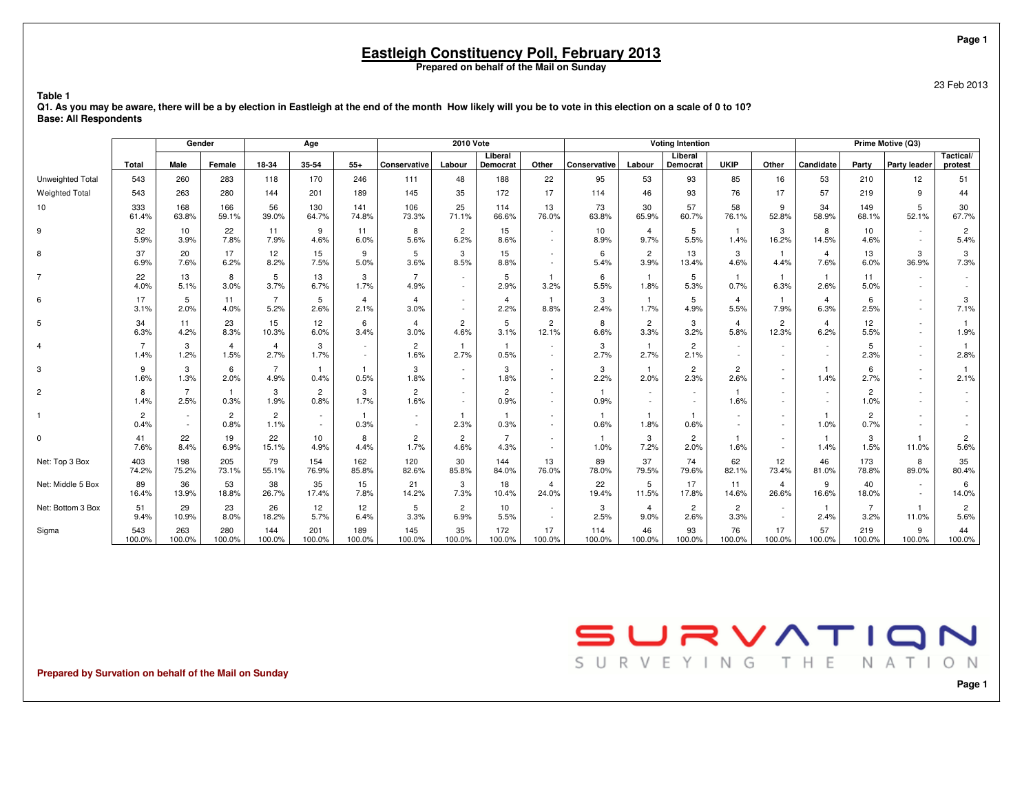# Eastleigh Constituency Poll, February 2013

**Prepared on behalf of the Mail on Sunday**

23 Feb 2013

**Table 1**

**Q1. As you may be aware, there will be a by election in Eastleigh at the end of the month How likely will you be to vote in this election on a scale of 0 to 10?**

**Base: All Respondents**

| | | Gender | | Age | | | 2010 Vote | | | | Voting Intention | | | | | Prime Motive (Q3) | | | |
|---|---|---|---|---|---|---|---|---|---|---|---|---|---|---|---|---|---|---|---|
| | Total | Male | Female | 18-34 | 35-54 | 55+ | Conservative | Labour | Liberal Democrat | Other | Conservative | Labour | Liberal Democrat | UKIP | Other | Candidate | Party | Party leader | Tactical/ protest |
| Unweighted Total | 543 | 260 | 283 | 118 | 170 | 246 | 111 | 48 | 188 | 22 | 95 | 53 | 93 | 85 | 16 | 53 | 210 | 12 | 51 |
| Weighted Total | 543 | 263 | 280 | 144 | 201 | 189 | 145 | 35 | 172 | 17 | 114 | 46 | 93 | 76 | 17 | 57 | 219 | 9 | 44 |
| 10 | 333 | 168 | 166 | 56 | 130 | 141 | 106 | 25 | 114 | 13 | 73 | 30 | 57 | 58 | 9 | 34 | 149 | 5 | 30 |
| | 61.4% | 63.8% | 59.1% | 39.0% | 64.7% | 74.8% | 73.3% | 71.1% | 66.6% | 76.0% | 63.8% | 65.9% | 60.7% | 76.1% | 52.8% | 58.9% | 68.1% | 52.1% | 67.7% |
| 9 | 32 | 10 | 22 | 11 | 9 | 11 | 8 | 2 | 15 | - | 10 | 4 | 5 | 1 | 3 | 8 | 10 | - | 2 |
| | 5.9% | 3.9% | 7.8% | 7.9% | 4.6% | 6.0% | 5.6% | 6.2% | 8.6% | - | 8.9% | 9.7% | 5.5% | 1.4% | 16.2% | 14.5% | 4.6% | - | 5.4% |
| 8 | 37 | 20 | 17 | 12 | 15 | 9 | 5 | 3 | 15 | - | 6 | 2 | 13 | 3 | 1 | 4 | 13 | 3 | 3 |
| | 6.9% | 7.6% | 6.2% | 8.2% | 7.5% | 5.0% | 3.6% | 8.5% | 8.8% | - | 5.4% | 3.9% | 13.4% | 4.6% | 4.4% | 7.6% | 6.0% | 36.9% | 7.3% |
| 7 | 22 | 13 | 8 | 5 | 13 | 3 | 7 | - | 5 | 1 | 6 | 1 | 5 | 1 | 1 | 1 | 11 | - | - |
| | 4.0% | 5.1% | 3.0% | 3.7% | 6.7% | 1.7% | 4.9% | - | 2.9% | 3.2% | 5.5% | 1.8% | 5.3% | 0.7% | 6.3% | 2.6% | 5.0% | - | - |
| 6 | 17 | 5 | 11 | 7 | 5 | 4 | 4 | - | 4 | 1 | 3 | 1 | 5 | 4 | 1 | 4 | 6 | - | 3 |
| | 3.1% | 2.0% | 4.0% | 5.2% | 2.6% | 2.1% | 3.0% | - | 2.2% | 8.8% | 2.4% | 1.7% | 4.9% | 5.5% | 7.9% | 6.3% | 2.5% | - | 7.1% |
| 5 | 34 | 11 | 23 | 15 | 12 | 6 | 4 | 2 | 5 | 2 | 8 | 2 | 3 | 4 | 2 | 4 | 12 | - | 1 |
| | 6.3% | 4.2% | 8.3% | 10.3% | 6.0% | 3.4% | 3.0% | 4.6% | 3.1% | 12.1% | 6.6% | 3.3% | 3.2% | 5.8% | 12.3% | 6.2% | 5.5% | - | 1.9% |
| 4 | 7 | 3 | 4 | 4 | 3 | - | 2 | 1 | 1 | - | 3 | 1 | 2 | - | - | - | 5 | - | 1 |
| | 1.4% | 1.2% | 1.5% | 2.7% | 1.7% | - | 1.6% | 2.7% | 0.5% | - | 2.7% | 2.7% | 2.1% | - | - | - | 2.3% | - | 2.8% |
| 3 | 9 | 3 | 6 | 7 | 1 | 1 | 3 | - | 3 | - | 3 | 1 | 2 | 2 | - | 1 | 6 | - | 1 |
| | 1.6% | 1.3% | 2.0% | 4.9% | 0.4% | 0.5% | 1.8% | - | 1.8% | - | 2.2% | 2.0% | 2.3% | 2.6% | - | 1.4% | 2.7% | - | 2.1% |
| 2 | 8 | 7 | 1 | 3 | 2 | 3 | 2 | - | 2 | - | 1 | - | - | 1 | - | - | 2 | - | - |
| | 1.4% | 2.5% | 0.3% | 1.9% | 0.8% | 1.7% | 1.6% | - | 0.9% | - | 0.9% | - | - | 1.6% | - | - | 1.0% | - | - |
| 1 | 2 | - | 2 | 2 | - | 1 | - | 1 | 1 | - | 1 | 1 | 1 | - | - | 1 | 2 | - | - |
| | 0.4% | - | 0.8% | 1.1% | - | 0.3% | - | 2.3% | 0.3% | - | 0.6% | 1.8% | 0.6% | - | - | 1.0% | 0.7% | - | - |
| 0 | 41 | 22 | 19 | 22 | 10 | 8 | 2 | 2 | 7 | - | 1 | 3 | 2 | 1 | - | 1 | 3 | 1 | 2 |
| | 7.6% | 8.4% | 6.9% | 15.1% | 4.9% | 4.4% | 1.7% | 4.6% | 4.3% | - | 1.0% | 7.2% | 2.0% | 1.6% | - | 1.4% | 1.5% | 11.0% | 5.6% |
| Net: Top 3 Box | 403 | 198 | 205 | 79 | 154 | 162 | 120 | 30 | 144 | 13 | 89 | 37 | 74 | 62 | 12 | 46 | 173 | 8 | 35 |
| | 74.2% | 75.2% | 73.1% | 55.1% | 76.9% | 85.8% | 82.6% | 85.8% | 84.0% | 76.0% | 78.0% | 79.5% | 79.6% | 82.1% | 73.4% | 81.0% | 78.8% | 89.0% | 80.4% |
| Net: Middle 5 Box | 89 | 36 | 53 | 38 | 35 | 15 | 21 | 3 | 18 | 4 | 22 | 5 | 17 | 11 | 4 | 9 | 40 | - | 6 |
| | 16.4% | 13.9% | 18.8% | 26.7% | 17.4% | 7.8% | 14.2% | 7.3% | 10.4% | 24.0% | 19.4% | 11.5% | 17.8% | 14.6% | 26.6% | 16.6% | 18.0% | - | 14.0% |
| Net: Bottom 3 Box | 51 | 29 | 23 | 26 | 12 | 12 | 5 | 2 | 10 | - | 3 | 4 | 2 | 2 | - | 1 | 7 | 1 | 2 |
| | 9.4% | 10.9% | 8.0% | 18.2% | 5.7% | 6.4% | 3.3% | 6.9% | 5.5% | - | 2.5% | 9.0% | 2.6% | 3.3% | - | 2.4% | 3.2% | 11.0% | 5.6% |
| Sigma | 543 | 263 | 280 | 144 | 201 | 189 | 145 | 35 | 172 | 17 | 114 | 46 | 93 | 76 | 17 | 57 | 219 | 9 | 44 |
| | 100.0% | 100.0% | 100.0% | 100.0% | 100.0% | 100.0% | 100.0% | 100.0% | 100.0% | 100.0% | 100.0% | 100.0% | 100.0% | 100.0% | 100.0% | 100.0% | 100.0% | 100.0% | 100.0% |

**Prepared by Survation on behalf of the Mail on Sunday**

SURVATION
SURVEYING THE NATION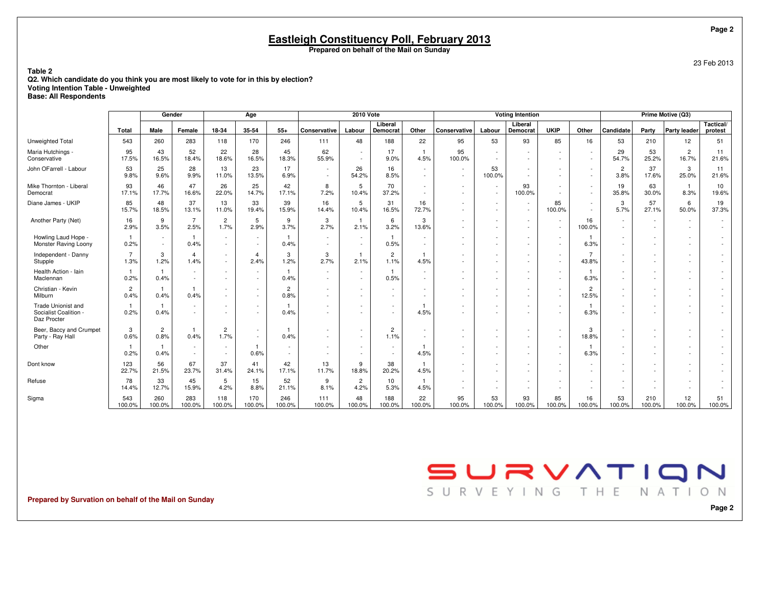# Eastleigh Constituency Poll, February 2013

**Prepared on behalf of the Mail on Sunday**

23 Feb 2013

**Table 2**
**Q2. Which candidate do you think you are most likely to vote for in this by election?**
**Voting Intention Table - Unweighted**
**Base: All Respondents**

| | | Gender | | Age | | | 2010 Vote | | | | Voting Intention | | | | | Prime Motive (Q3) | | | |
|---|---|---|---|---|---|---|---|---|---|---|---|---|---|---|---|---|---|---|---|
| | Total | Male | Female | 18-34 | 35-54 | 55+ | Conservative | Labour | Liberal Democrat | Other | Conservative | Labour | Liberal Democrat | UKIP | Other | Candidate | Party | Party leader | Tactical/ protest |
| Unweighted Total | 543 | 260 | 283 | 118 | 170 | 246 | 111 | 48 | 188 | 22 | 95 | 53 | 93 | 85 | 16 | 53 | 210 | 12 | 51 |
| Maria Hutchings - Conservative | 95<br>17.5% | 43<br>16.5% | 52<br>18.4% | 22<br>18.6% | 28<br>16.5% | 45<br>18.3% | 62<br>55.9% | -<br>- | 17<br>9.0% | 1<br>4.5% | 95<br>100.0% | -<br>- | -<br>- | -<br>- | -<br>- | 29<br>54.7% | 53<br>25.2% | 2<br>16.7% | 11<br>21.6% |
| John OFarrell - Labour | 53<br>9.8% | 25<br>9.6% | 28<br>9.9% | 13<br>11.0% | 23<br>13.5% | 17<br>6.9% | -<br>- | 26<br>54.2% | 16<br>8.5% | -<br>- | -<br>- | 53<br>100.0% | -<br>- | -<br>- | -<br>- | 2<br>3.8% | 37<br>17.6% | 3<br>25.0% | 11<br>21.6% |
| Mike Thornton - Liberal Democrat | 93<br>17.1% | 46<br>17.7% | 47<br>16.6% | 26<br>22.0% | 25<br>14.7% | 42<br>17.1% | 8<br>7.2% | 5<br>10.4% | 70<br>37.2% | -<br>- | -<br>- | -<br>- | 93<br>100.0% | -<br>- | -<br>- | 19<br>35.8% | 63<br>30.0% | 1<br>8.3% | 10<br>19.6% |
| Diane James - UKIP | 85<br>15.7% | 48<br>18.5% | 37<br>13.1% | 13<br>11.0% | 33<br>19.4% | 39<br>15.9% | 16<br>14.4% | 5<br>10.4% | 31<br>16.5% | 16<br>72.7% | -<br>- | -<br>- | -<br>- | 85<br>100.0% | -<br>- | 3<br>5.7% | 57<br>27.1% | 6<br>50.0% | 19<br>37.3% |
| Another Party (Net) | 16<br>2.9% | 9<br>3.5% | 7<br>2.5% | 2<br>1.7% | 5<br>2.9% | 9<br>3.7% | 3<br>2.7% | 1<br>2.1% | 6<br>3.2% | 3<br>13.6% | -<br>- | -<br>- | -<br>- | -<br>- | 16<br>100.0% | -<br>- | -<br>- | -<br>- | -<br>- |
| Howling Laud Hope - Monster Raving Loony | 1<br>0.2% | -<br>- | 1<br>0.4% | -<br>- | -<br>- | 1<br>0.4% | -<br>- | -<br>- | 1<br>0.5% | -<br>- | -<br>- | -<br>- | -<br>- | -<br>- | 1<br>6.3% | -<br>- | -<br>- | -<br>- | -<br>- |
| Independent - Danny Stupple | 7<br>1.3% | 3<br>1.2% | 4<br>1.4% | -<br>- | 4<br>2.4% | 3<br>1.2% | 3<br>2.7% | 1<br>2.1% | 2<br>1.1% | 1<br>4.5% | -<br>- | -<br>- | -<br>- | -<br>- | 7<br>43.8% | -<br>- | -<br>- | -<br>- | -<br>- |
| Health Action - Iain Maclennan | 1<br>0.2% | 1<br>0.4% | -<br>- | -<br>- | -<br>- | 1<br>0.4% | -<br>- | -<br>- | 1<br>0.5% | -<br>- | -<br>- | -<br>- | -<br>- | -<br>- | 1<br>6.3% | -<br>- | -<br>- | -<br>- | -<br>- |
| Christian - Kevin Milburn | 2<br>0.4% | 1<br>0.4% | 1<br>0.4% | -<br>- | -<br>- | 2<br>0.8% | -<br>- | -<br>- | -<br>- | -<br>- | -<br>- | -<br>- | -<br>- | -<br>- | 2<br>12.5% | -<br>- | -<br>- | -<br>- | -<br>- |
| Trade Unionist and Socialist Coalition - Daz Procter | 1<br>0.2% | 1<br>0.4% | -<br>- | -<br>- | -<br>- | 1<br>0.4% | -<br>- | -<br>- | -<br>- | 1<br>4.5% | -<br>- | -<br>- | -<br>- | -<br>- | 1<br>6.3% | -<br>- | -<br>- | -<br>- | -<br>- |
| Beer, Baccy and Crumpet Party - Ray Hall | 3<br>0.6% | 2<br>0.8% | 1<br>0.4% | 2<br>1.7% | -<br>- | 1<br>0.4% | -<br>- | -<br>- | 2<br>1.1% | -<br>- | -<br>- | -<br>- | -<br>- | -<br>- | 3<br>18.8% | -<br>- | -<br>- | -<br>- | -<br>- |
| Other | 1<br>0.2% | 1<br>0.4% | -<br>- | -<br>- | 1<br>0.6% | -<br>- | -<br>- | -<br>- | -<br>- | 1<br>4.5% | -<br>- | -<br>- | -<br>- | -<br>- | 1<br>6.3% | -<br>- | -<br>- | -<br>- | -<br>- |
| Dont know | 123<br>22.7% | 56<br>21.5% | 67<br>23.7% | 37<br>31.4% | 41<br>24.1% | 42<br>17.1% | 13<br>11.7% | 9<br>18.8% | 38<br>20.2% | 1<br>4.5% | -<br>- | -<br>- | -<br>- | -<br>- | -<br>- | -<br>- | -<br>- | -<br>- | -<br>- |
| Refuse | 78<br>14.4% | 33<br>12.7% | 45<br>15.9% | 5<br>4.2% | 15<br>8.8% | 52<br>21.1% | 9<br>8.1% | 2<br>4.2% | 10<br>5.3% | 1<br>4.5% | -<br>- | -<br>- | -<br>- | -<br>- | -<br>- | -<br>- | -<br>- | -<br>- | -<br>- |
| Sigma | 543<br>100.0% | 260<br>100.0% | 283<br>100.0% | 118<br>100.0% | 170<br>100.0% | 246<br>100.0% | 111<br>100.0% | 48<br>100.0% | 188<br>100.0% | 22<br>100.0% | 95<br>100.0% | 53<br>100.0% | 93<br>100.0% | 85<br>100.0% | 16<br>100.0% | 53<br>100.0% | 210<br>100.0% | 12<br>100.0% | 51<br>100.0% |

**Prepared by Survation on behalf of the Mail on Sunday**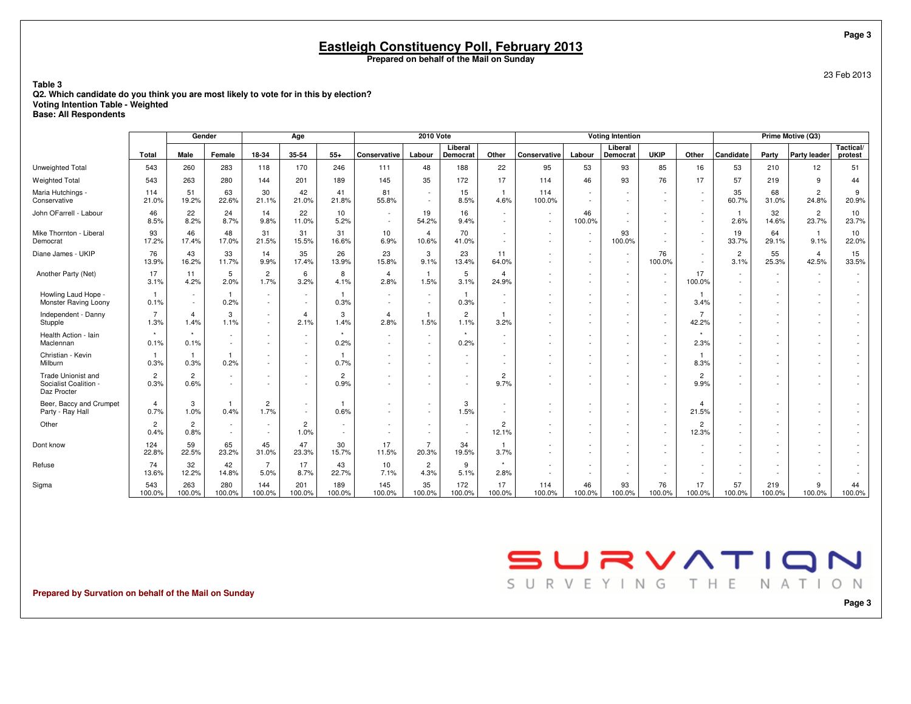# Eastleigh Constituency Poll, February 2013

**Prepared on behalf of the Mail on Sunday**

23 Feb 2013

**Table 3**
**Q2. Which candidate do you think you are most likely to vote for in this by election?**
**Voting Intention Table - Weighted**
**Base: All Respondents**

| | | Gender | | Age | | | 2010 Vote | | | | Voting Intention | | | | | Prime Motive (Q3) | | | |
|---|---|---|---|---|---|---|---|---|---|---|---|---|---|---|---|---|---|---|---|
| | Total | Male | Female | 18-34 | 35-54 | 55+ | Conservative | Labour | Liberal Democrat | Other | Conservative | Labour | Liberal Democrat | UKIP | Other | Candidate | Party | Party leader | Tactical/ protest |
| Unweighted Total | 543 | 260 | 283 | 118 | 170 | 246 | 111 | 48 | 188 | 22 | 95 | 53 | 93 | 85 | 16 | 53 | 210 | 12 | 51 |
| Weighted Total | 543 | 263 | 280 | 144 | 201 | 189 | 145 | 35 | 172 | 17 | 114 | 46 | 93 | 76 | 17 | 57 | 219 | 9 | 44 |
| Maria Hutchings - Conservative | 114<br>21.0% | 51<br>19.2% | 63<br>22.6% | 30<br>21.1% | 42<br>21.0% | 41<br>21.8% | 81<br>55.8% | -<br>- | 15<br>8.5% | 1<br>4.6% | 114<br>100.0% | -<br>- | -<br>- | -<br>- | -<br>- | 35<br>60.7% | 68<br>31.0% | 2<br>24.8% | 9<br>20.9% |
| John OFarrell - Labour | 46<br>8.5% | 22<br>8.2% | 24<br>8.7% | 14<br>9.8% | 22<br>11.0% | 10<br>5.2% | -<br>- | 19<br>54.2% | 16<br>9.4% | -<br>- | -<br>- | 46<br>100.0% | -<br>- | -<br>- | -<br>- | 1<br>2.6% | 32<br>14.6% | 2<br>23.7% | 10<br>23.7% |
| Mike Thornton - Liberal Democrat | 93<br>17.2% | 46<br>17.4% | 48<br>17.0% | 31<br>21.5% | 31<br>15.5% | 31<br>16.6% | 10<br>6.9% | 4<br>10.6% | 70<br>41.0% | -<br>- | -<br>- | -<br>- | 93<br>100.0% | -<br>- | -<br>- | 19<br>33.7% | 64<br>29.1% | 1<br>9.1% | 10<br>22.0% |
| Diane James - UKIP | 76<br>13.9% | 43<br>16.2% | 33<br>11.7% | 14<br>9.9% | 35<br>17.4% | 26<br>13.9% | 23<br>15.8% | 3<br>9.1% | 23<br>13.4% | 11<br>64.0% | -<br>- | -<br>- | -<br>- | 76<br>100.0% | -<br>- | 2<br>3.1% | 55<br>25.3% | 4<br>42.5% | 15<br>33.5% |
| Another Party (Net) | 17<br>3.1% | 11<br>4.2% | 5<br>2.0% | 2<br>1.7% | 6<br>3.2% | 8<br>4.1% | 4<br>2.8% | 1<br>1.5% | 5<br>3.1% | 4<br>24.9% | -<br>- | -<br>- | -<br>- | -<br>- | 17<br>100.0% | -<br>- | -<br>- | -<br>- | -<br>- |
| Howling Laud Hope - Monster Raving Loony | 1<br>0.1% | -<br>- | 1<br>0.2% | -<br>- | -<br>- | 1<br>0.3% | -<br>- | -<br>- | 1<br>0.3% | -<br>- | -<br>- | -<br>- | -<br>- | -<br>- | 1<br>3.4% | -<br>- | -<br>- | -<br>- | -<br>- |
| Independent - Danny Stupple | 7<br>1.3% | 4<br>1.4% | 3<br>1.1% | -<br>- | 4<br>2.1% | 3<br>1.4% | 4<br>2.8% | 1<br>1.5% | 2<br>1.1% | 1<br>3.2% | -<br>- | -<br>- | -<br>- | -<br>- | 7<br>42.2% | -<br>- | -<br>- | -<br>- | -<br>- |
| Health Action - Iain Maclennan | *<br>0.1% | *<br>0.1% | -<br>- | -<br>- | -<br>- | *<br>0.2% | -<br>- | -<br>- | *<br>0.2% | -<br>- | -<br>- | -<br>- | -<br>- | -<br>- | *<br>2.3% | -<br>- | -<br>- | -<br>- | -<br>- |
| Christian - Kevin Milburn | 1<br>0.3% | 1<br>0.3% | 1<br>0.2% | -<br>- | -<br>- | 1<br>0.7% | -<br>- | -<br>- | -<br>- | -<br>- | -<br>- | -<br>- | -<br>- | -<br>- | 1<br>8.3% | -<br>- | -<br>- | -<br>- | -<br>- |
| Trade Unionist and Socialist Coalition - Daz Procter | 2<br>0.3% | 2<br>0.6% | -<br>- | -<br>- | -<br>- | 2<br>0.9% | -<br>- | -<br>- | -<br>- | 2<br>9.7% | -<br>- | -<br>- | -<br>- | -<br>- | 2<br>9.9% | -<br>- | -<br>- | -<br>- | -<br>- |
| Beer, Baccy and Crumpet Party - Ray Hall | 4<br>0.7% | 3<br>1.0% | 1<br>0.4% | 2<br>1.7% | -<br>- | 1<br>0.6% | -<br>- | -<br>- | 3<br>1.5% | -<br>- | -<br>- | -<br>- | -<br>- | -<br>- | 4<br>21.5% | -<br>- | -<br>- | -<br>- | -<br>- |
| Other | 2<br>0.4% | 2<br>0.8% | -<br>- | -<br>- | 2<br>1.0% | -<br>- | -<br>- | -<br>- | -<br>- | 2<br>12.1% | -<br>- | -<br>- | -<br>- | -<br>- | 2<br>12.3% | -<br>- | -<br>- | -<br>- | -<br>- |
| Dont know | 124<br>22.8% | 59<br>22.5% | 65<br>23.2% | 45<br>31.0% | 47<br>23.3% | 30<br>15.7% | 17<br>11.5% | 7<br>20.3% | 34<br>19.5% | 1<br>3.7% | -<br>- | -<br>- | -<br>- | -<br>- | -<br>- | -<br>- | -<br>- | -<br>- | -<br>- |
| Refuse | 74<br>13.6% | 32<br>12.2% | 42<br>14.8% | 7<br>5.0% | 17<br>8.7% | 43<br>22.7% | 10<br>7.1% | 2<br>4.3% | 9<br>5.1% | *<br>2.8% | -<br>- | -<br>- | -<br>- | -<br>- | -<br>- | -<br>- | -<br>- | -<br>- | -<br>- |
| Sigma | 543<br>100.0% | 263<br>100.0% | 280<br>100.0% | 144<br>100.0% | 201<br>100.0% | 189<br>100.0% | 145<br>100.0% | 35<br>100.0% | 172<br>100.0% | 17<br>100.0% | 114<br>100.0% | 46<br>100.0% | 93<br>100.0% | 76<br>100.0% | 17<br>100.0% | 57<br>100.0% | 219<br>100.0% | 9<br>100.0% | 44<br>100.0% |

**Prepared by Survation on behalf of the Mail on Sunday**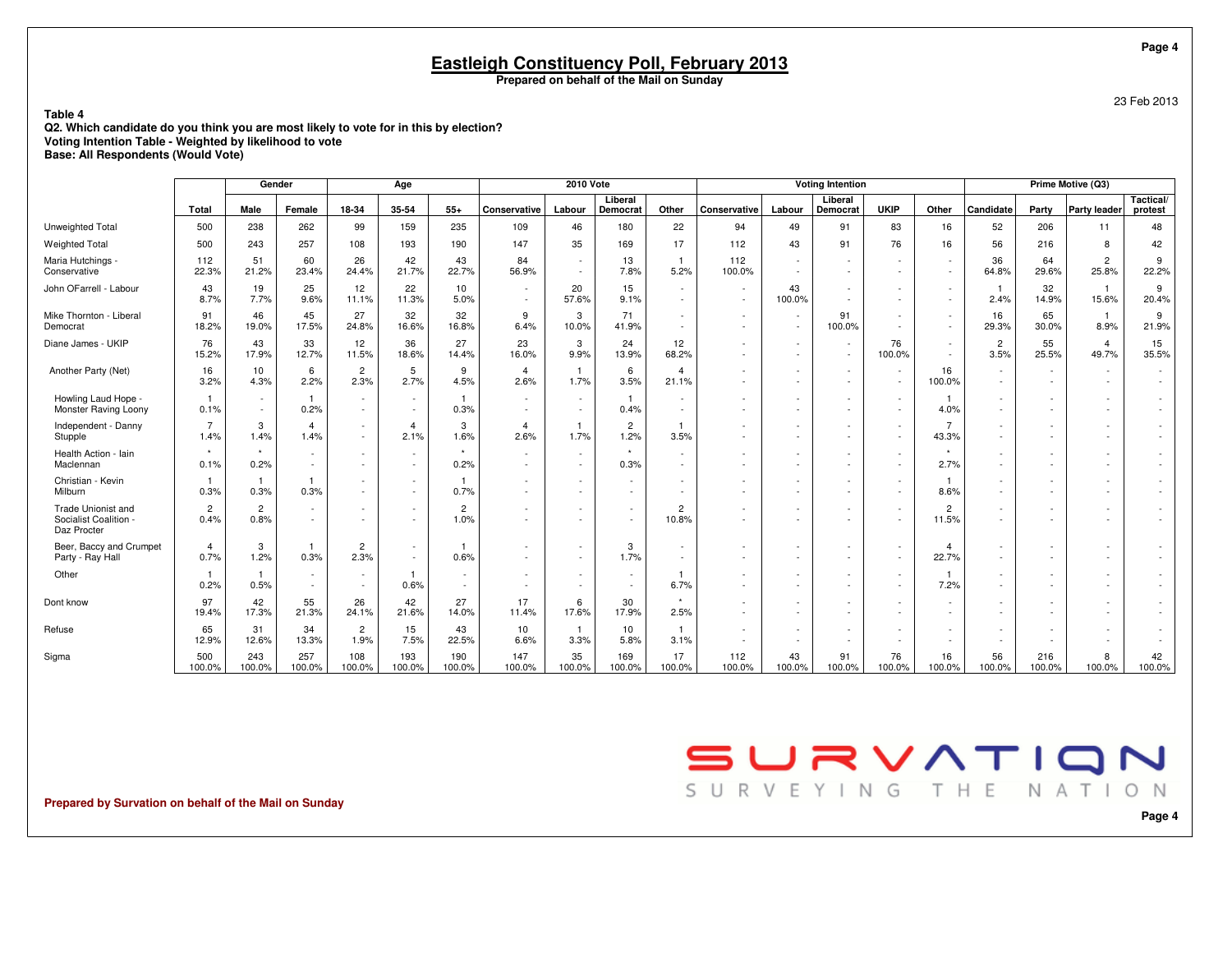# Eastleigh Constituency Poll, February 2013

**Prepared on behalf of the Mail on Sunday**

23 Feb 2013

**Table 4**
**Q2. Which candidate do you think you are most likely to vote for in this by election?**
**Voting Intention Table - Weighted by likelihood to vote**
**Base: All Respondents (Would Vote)**

| | | Gender | | Age | | | 2010 Vote | | | | Voting Intention | | | | | Prime Motive (Q3) | | | |
|---|---|---|---|---|---|---|---|---|---|---|---|---|---|---|---|---|---|---|---|
| | Total | Male | Female | 18-34 | 35-54 | 55+ | Conservative | Labour | Liberal Democrat | Other | Conservative | Labour | Liberal Democrat | UKIP | Other | Candidate | Party | Party leader | Tactical/ protest |
| Unweighted Total | 500 | 238 | 262 | 99 | 159 | 235 | 109 | 46 | 180 | 22 | 94 | 49 | 91 | 83 | 16 | 52 | 206 | 11 | 48 |
| Weighted Total | 500 | 243 | 257 | 108 | 193 | 190 | 147 | 35 | 169 | 17 | 112 | 43 | 91 | 76 | 16 | 56 | 216 | 8 | 42 |
| Maria Hutchings - Conservative | 112<br>22.3% | 51<br>21.2% | 60<br>23.4% | 26<br>24.4% | 42<br>21.7% | 43<br>22.7% | 84<br>56.9% | -<br>- | 13<br>7.8% | 1<br>5.2% | 112<br>100.0% | -<br>- | -<br>- | -<br>- | -<br>- | 36<br>64.8% | 64<br>29.6% | 2<br>25.8% | 9<br>22.2% |
| John OFarrell - Labour | 43<br>8.7% | 19<br>7.7% | 25<br>9.6% | 12<br>11.1% | 22<br>11.3% | 10<br>5.0% | -<br>- | 20<br>57.6% | 15<br>9.1% | -<br>- | -<br>- | 43<br>100.0% | -<br>- | -<br>- | -<br>- | 1<br>2.4% | 32<br>14.9% | 1<br>15.6% | 9<br>20.4% |
| Mike Thornton - Liberal Democrat | 91<br>18.2% | 46<br>19.0% | 45<br>17.5% | 27<br>24.8% | 32<br>16.6% | 32<br>16.8% | 9<br>6.4% | 3<br>10.0% | 71<br>41.9% | -<br>- | -<br>- | -<br>- | 91<br>100.0% | -<br>- | -<br>- | 16<br>29.3% | 65<br>30.0% | 1<br>8.9% | 9<br>21.9% |
| Diane James - UKIP | 76<br>15.2% | 43<br>17.9% | 33<br>12.7% | 12<br>11.5% | 36<br>18.6% | 27<br>14.4% | 23<br>16.0% | 3<br>9.9% | 24<br>13.9% | 12<br>68.2% | -<br>- | -<br>- | -<br>- | 76<br>100.0% | -<br>- | 2<br>3.5% | 55<br>25.5% | 4<br>49.7% | 15<br>35.5% |
| Another Party (Net) | 16<br>3.2% | 10<br>4.3% | 6<br>2.2% | 2<br>2.3% | 5<br>2.7% | 9<br>4.5% | 4<br>2.6% | 1<br>1.7% | 6<br>3.5% | 4<br>21.1% | -<br>- | -<br>- | -<br>- | -<br>- | 16<br>100.0% | -<br>- | -<br>- | -<br>- | -<br>- |
| Howling Laud Hope - Monster Raving Loony | 1<br>0.1% | -<br>- | 1<br>0.2% | -<br>- | -<br>- | 1<br>0.3% | -<br>- | -<br>- | 1<br>0.4% | -<br>- | -<br>- | -<br>- | -<br>- | -<br>- | 1<br>4.0% | -<br>- | -<br>- | -<br>- | -<br>- |
| Independent - Danny Stupple | 7<br>1.4% | 3<br>1.4% | 4<br>1.4% | -<br>- | 4<br>2.1% | 3<br>1.6% | 4<br>2.6% | 1<br>1.7% | 2<br>1.2% | 1<br>3.5% | -<br>- | -<br>- | -<br>- | -<br>- | 7<br>43.3% | -<br>- | -<br>- | -<br>- | -<br>- |
| Health Action - Iain Maclennan | *<br>0.1% | *<br>0.2% | -<br>- | -<br>- | -<br>- | *<br>0.2% | -<br>- | -<br>- | *<br>0.3% | -<br>- | -<br>- | -<br>- | -<br>- | -<br>- | *<br>2.7% | -<br>- | -<br>- | -<br>- | -<br>- |
| Christian - Kevin Milburn | 1<br>0.3% | 1<br>0.3% | 1<br>0.3% | -<br>- | -<br>- | 1<br>0.7% | -<br>- | -<br>- | -<br>- | -<br>- | -<br>- | -<br>- | -<br>- | -<br>- | 1<br>8.6% | -<br>- | -<br>- | -<br>- | -<br>- |
| Trade Unionist and Socialist Coalition - Daz Procter | 2<br>0.4% | 2<br>0.8% | -<br>- | -<br>- | -<br>- | 2<br>1.0% | -<br>- | -<br>- | -<br>- | 2<br>10.8% | -<br>- | -<br>- | -<br>- | -<br>- | 2<br>11.5% | -<br>- | -<br>- | -<br>- | -<br>- |
| Beer, Baccy and Crumpet Party - Ray Hall | 4<br>0.7% | 3<br>1.2% | 1<br>0.3% | 2<br>2.3% | -<br>- | 1<br>0.6% | -<br>- | -<br>- | 3<br>1.7% | -<br>- | -<br>- | -<br>- | -<br>- | -<br>- | 4<br>22.7% | -<br>- | -<br>- | -<br>- | -<br>- |
| Other | 1<br>0.2% | 1<br>0.5% | -<br>- | -<br>- | 1<br>0.6% | -<br>- | -<br>- | -<br>- | -<br>- | 1<br>6.7% | -<br>- | -<br>- | -<br>- | -<br>- | 1<br>7.2% | -<br>- | -<br>- | -<br>- | -<br>- |
| Dont know | 97<br>19.4% | 42<br>17.3% | 55<br>21.3% | 26<br>24.1% | 42<br>21.6% | 27<br>14.0% | 17<br>11.4% | 6<br>17.6% | 30<br>17.9% | *<br>2.5% | -<br>- | -<br>- | -<br>- | -<br>- | -<br>- | -<br>- | -<br>- | -<br>- | -<br>- |
| Refuse | 65<br>12.9% | 31<br>12.6% | 34<br>13.3% | 2<br>1.9% | 15<br>7.5% | 43<br>22.5% | 10<br>6.6% | 1<br>3.3% | 10<br>5.8% | 1<br>3.1% | -<br>- | -<br>- | -<br>- | -<br>- | -<br>- | -<br>- | -<br>- | -<br>- | -<br>- |
| Sigma | 500<br>100.0% | 243<br>100.0% | 257<br>100.0% | 108<br>100.0% | 193<br>100.0% | 190<br>100.0% | 147<br>100.0% | 35<br>100.0% | 169<br>100.0% | 17<br>100.0% | 112<br>100.0% | 43<br>100.0% | 91<br>100.0% | 76<br>100.0% | 16<br>100.0% | 56<br>100.0% | 216<br>100.0% | 8<br>100.0% | 42<br>100.0% |

SURVATION SURVEYING THE NATION

**Prepared by Survation on behalf of the Mail on Sunday**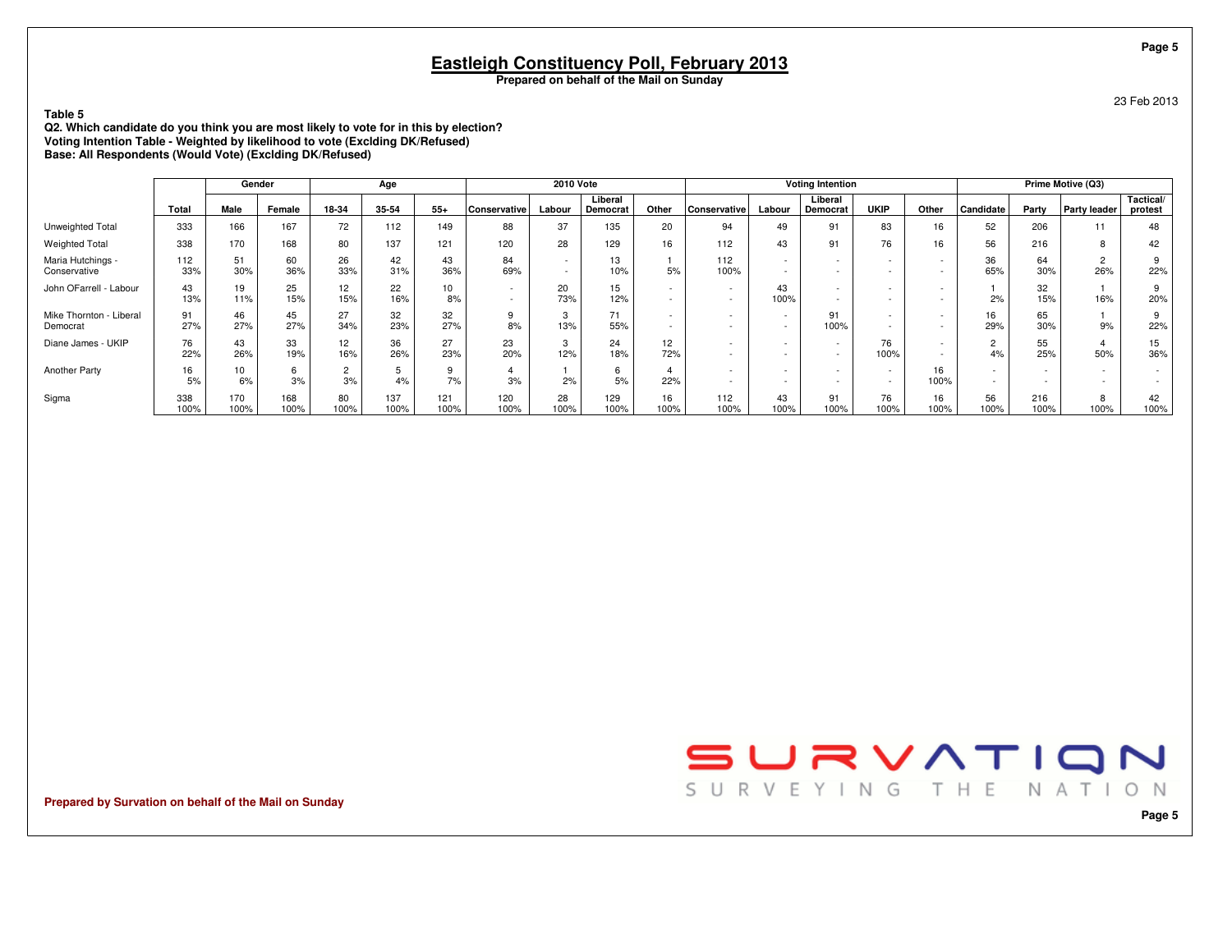# Eastleigh Constituency Poll, February 2013

**Prepared on behalf of the Mail on Sunday**

23 Feb 2013

**Table 5**
**Q2. Which candidate do you think you are most likely to vote for in this by election?**
**Voting Intention Table - Weighted by likelihood to vote (Exclding DK/Refused)**
**Base: All Respondents (Would Vote) (Exclding DK/Refused)**

| | | Gender | | Age | | | 2010 Vote | | | | Voting Intention | | | | | Prime Motive (Q3) | | | |
|---|---|---|---|---|---|---|---|---|---|---|---|---|---|---|---|---|---|---|---|
| | Total | Male | Female | 18-34 | 35-54 | 55+ | Conservative | Labour | Liberal Democrat | Other | Conservative | Labour | Liberal Democrat | UKIP | Other | Candidate | Party | Party leader | Tactical/ protest |
| Unweighted Total | 333 | 166 | 167 | 72 | 112 | 149 | 88 | 37 | 135 | 20 | 94 | 49 | 91 | 83 | 16 | 52 | 206 | 11 | 48 |
| Weighted Total | 338 | 170 | 168 | 80 | 137 | 121 | 120 | 28 | 129 | 16 | 112 | 43 | 91 | 76 | 16 | 56 | 216 | 8 | 42 |
| Maria Hutchings - Conservative | 112 | 51 | 60 | 26 | 42 | 43 | 84 | - | 13 | 1 | 112 | - | - | - | - | 36 | 64 | 2 | 9 |
| | 33% | 30% | 36% | 33% | 31% | 36% | 69% | - | 10% | 5% | 100% | - | - | - | - | 65% | 30% | 26% | 22% |
| John OFarrell - Labour | 43 | 19 | 25 | 12 | 22 | 10 | - | 20 | 15 | - | - | 43 | - | - | - | 1 | 32 | 1 | 9 |
| | 13% | 11% | 15% | 15% | 16% | 8% | - | 73% | 12% | - | - | 100% | - | - | - | 2% | 15% | 16% | 20% |
| Mike Thornton - Liberal Democrat | 91 | 46 | 45 | 27 | 32 | 32 | 9 | 3 | 71 | - | - | - | 91 | - | - | 16 | 65 | 1 | 9 |
| | 27% | 27% | 27% | 34% | 23% | 27% | 8% | 13% | 55% | - | - | - | 100% | - | - | 29% | 30% | 9% | 22% |
| Diane James - UKIP | 76 | 43 | 33 | 12 | 36 | 27 | 23 | 3 | 24 | 12 | - | - | - | 76 | - | 2 | 55 | 4 | 15 |
| | 22% | 26% | 19% | 16% | 26% | 23% | 20% | 12% | 18% | 72% | - | - | - | 100% | - | 4% | 25% | 50% | 36% |
| Another Party | 16 | 10 | 6 | 2 | 5 | 9 | 4 | 1 | 6 | 4 | - | - | - | - | 16 | - | - | - | - |
| | 5% | 6% | 3% | 3% | 4% | 7% | 3% | 2% | 5% | 22% | - | - | - | - | 100% | - | - | - | - |
| Sigma | 338 | 170 | 168 | 80 | 137 | 121 | 120 | 28 | 129 | 16 | 112 | 43 | 91 | 76 | 16 | 56 | 216 | 8 | 42 |
| | 100% | 100% | 100% | 100% | 100% | 100% | 100% | 100% | 100% | 100% | 100% | 100% | 100% | 100% | 100% | 100% | 100% | 100% | 100% |

SURVATION — SURVEYING THE NATION

**Prepared by Survation on behalf of the Mail on Sunday**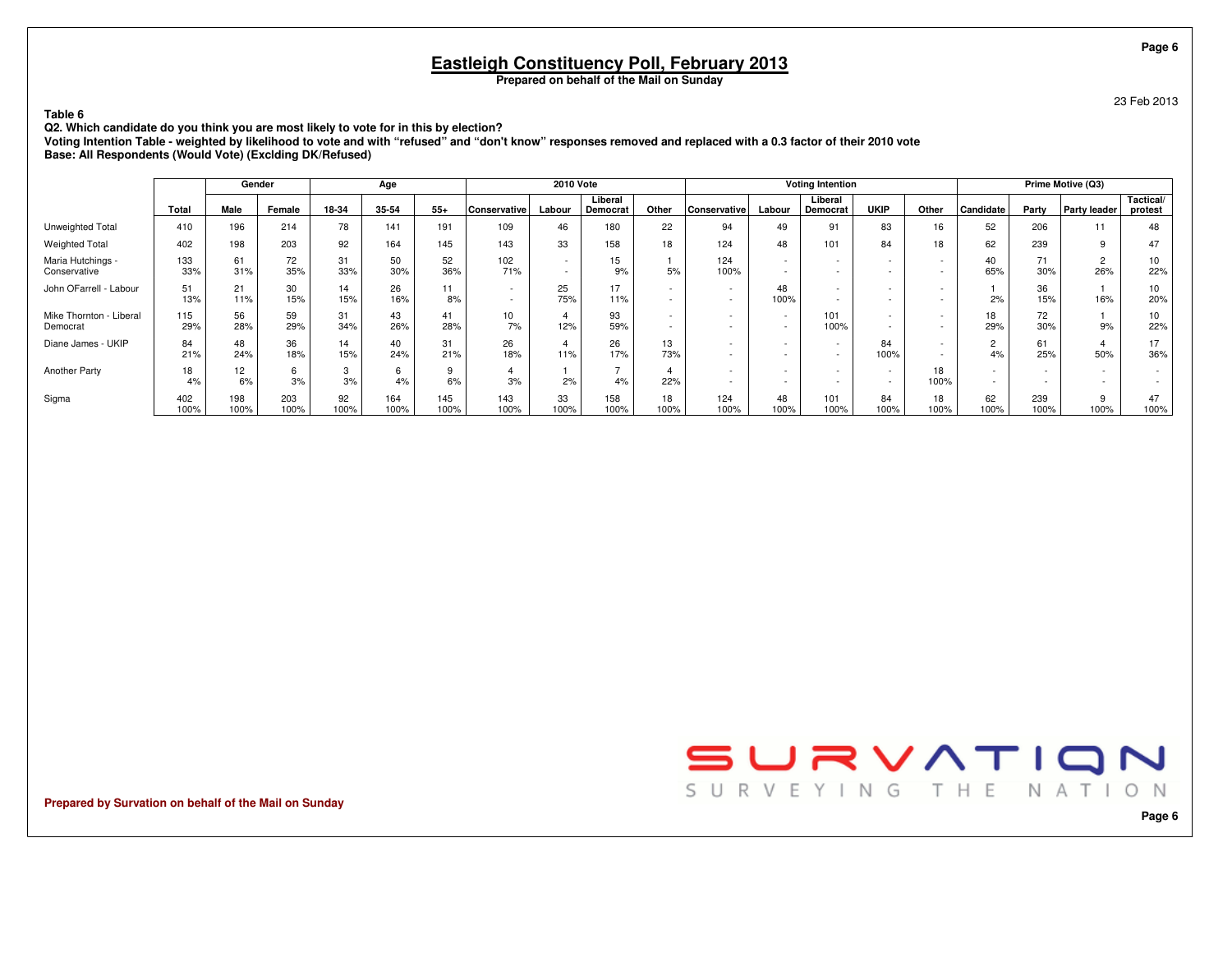# Eastleigh Constituency Poll, February 2013

**Prepared on behalf of the Mail on Sunday**

23 Feb 2013

**Table 6**

**Q2. Which candidate do you think you are most likely to vote for in this by election?**

**Voting Intention Table - weighted by likelihood to vote and with "refused" and "don't know" responses removed and replaced with a 0.3 factor of their 2010 vote**

**Base: All Respondents (Would Vote) (Exclding DK/Refused)**

| | Total | Gender | | Age | | | 2010 Vote | | | | Voting Intention | | | | | Prime Motive (Q3) | | | |
|---|---|---|---|---|---|---|---|---|---|---|---|---|---|---|---|---|---|---|---|
| | | Male | Female | 18-34 | 35-54 | 55+ | Conservative | Labour | Liberal Democrat | Other | Conservative | Labour | Liberal Democrat | UKIP | Other | Candidate | Party | Party leader | Tactical/ protest |
| Unweighted Total | 410 | 196 | 214 | 78 | 141 | 191 | 109 | 46 | 180 | 22 | 94 | 49 | 91 | 83 | 16 | 52 | 206 | 11 | 48 |
| Weighted Total | 402 | 198 | 203 | 92 | 164 | 145 | 143 | 33 | 158 | 18 | 124 | 48 | 101 | 84 | 18 | 62 | 239 | 9 | 47 |
| Maria Hutchings - Conservative | 133<br>33% | 61<br>31% | 72<br>35% | 31<br>33% | 50<br>30% | 52<br>36% | 102<br>71% | -<br>- | 15<br>9% | 1<br>5% | 124<br>100% | -<br>- | -<br>- | -<br>- | -<br>- | 40<br>65% | 71<br>30% | 2<br>26% | 10<br>22% |
| John OFarrell - Labour | 51<br>13% | 21<br>11% | 30<br>15% | 14<br>15% | 26<br>16% | 11<br>8% | -<br>- | 25<br>75% | 17<br>11% | -<br>- | -<br>- | 48<br>100% | -<br>- | -<br>- | -<br>- | 1<br>2% | 36<br>15% | 1<br>16% | 10<br>20% |
| Mike Thornton - Liberal Democrat | 115<br>29% | 56<br>28% | 59<br>29% | 31<br>34% | 43<br>26% | 41<br>28% | 10<br>7% | 4<br>12% | 93<br>59% | -<br>- | -<br>- | -<br>- | 101<br>100% | -<br>- | -<br>- | 18<br>29% | 72<br>30% | 1<br>9% | 10<br>22% |
| Diane James - UKIP | 84<br>21% | 48<br>24% | 36<br>18% | 14<br>15% | 40<br>24% | 31<br>21% | 26<br>18% | 4<br>11% | 26<br>17% | 13<br>73% | -<br>- | -<br>- | -<br>- | 84<br>100% | -<br>- | 2<br>4% | 61<br>25% | 4<br>50% | 17<br>36% |
| Another Party | 18<br>4% | 12<br>6% | 6<br>3% | 3<br>3% | 6<br>4% | 9<br>6% | 4<br>3% | 1<br>2% | 7<br>4% | 4<br>22% | -<br>- | -<br>- | -<br>- | -<br>- | 18<br>100% | -<br>- | -<br>- | -<br>- | -<br>- |
| Sigma | 402<br>100% | 198<br>100% | 203<br>100% | 92<br>100% | 164<br>100% | 145<br>100% | 143<br>100% | 33<br>100% | 158<br>100% | 18<br>100% | 124<br>100% | 48<br>100% | 101<br>100% | 84<br>100% | 18<br>100% | 62<br>100% | 239<br>100% | 9<br>100% | 47<br>100% |

**Prepared by Survation on behalf of the Mail on Sunday**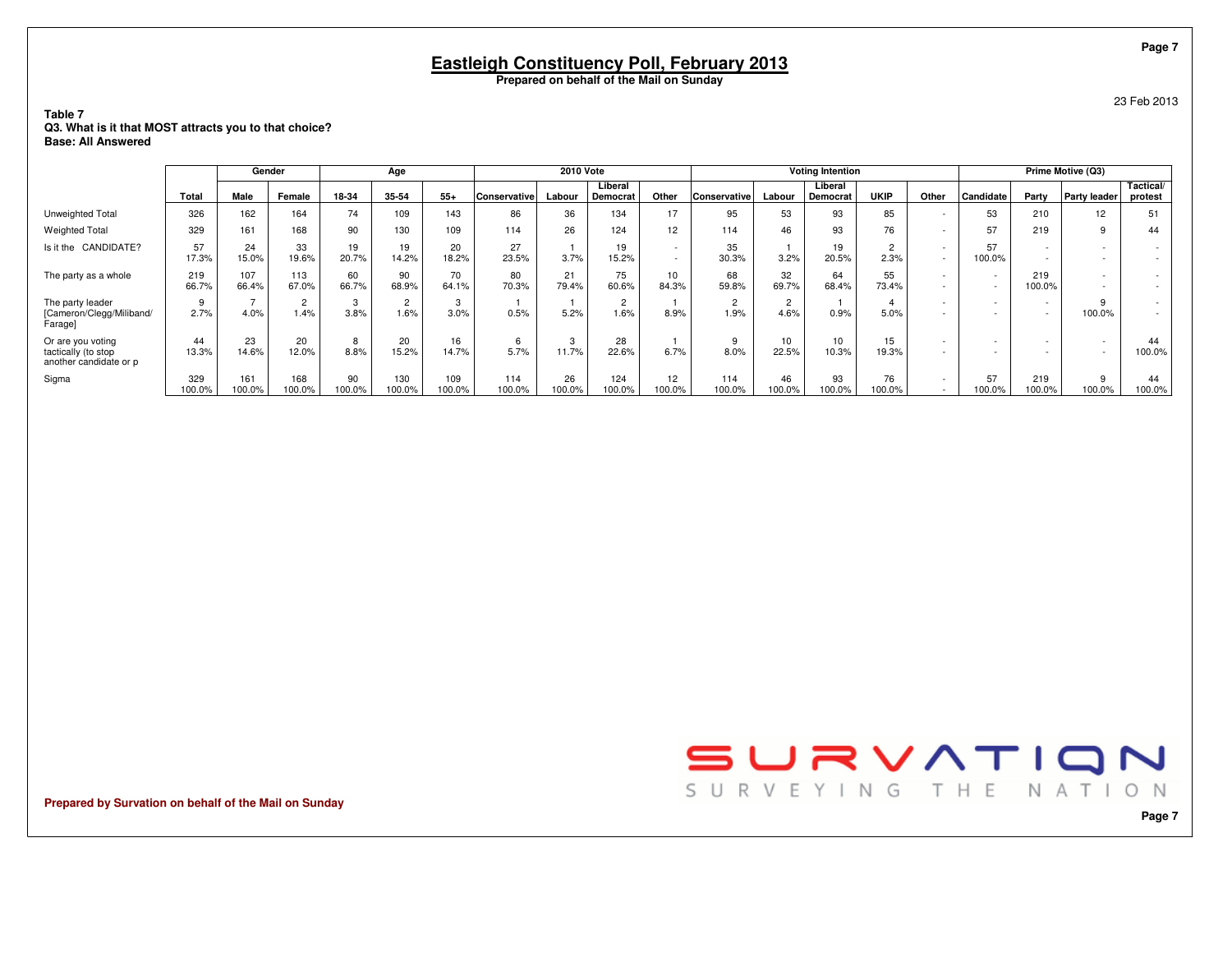# Eastleigh Constituency Poll, February 2013

**Prepared on behalf of the Mail on Sunday**

23 Feb 2013

**Table 7**
**Q3. What is it that MOST attracts you to that choice?**
**Base: All Answered**

| | Total | Gender | | Age | | | 2010 Vote | | | | Voting Intention | | | | | Prime Motive (Q3) | | | |
|---|---|---|---|---|---|---|---|---|---|---|---|---|---|---|---|---|---|---|---|
| | | Male | Female | 18-34 | 35-54 | 55+ | Conservative | Labour | Liberal Democrat | Other | Conservative | Labour | Liberal Democrat | UKIP | Other | Candidate | Party | Party leader | Tactical/ protest |
| Unweighted Total | 326 | 162 | 164 | 74 | 109 | 143 | 86 | 36 | 134 | 17 | 95 | 53 | 93 | 85 | - | 53 | 210 | 12 | 51 |
| Weighted Total | 329 | 161 | 168 | 90 | 130 | 109 | 114 | 26 | 124 | 12 | 114 | 46 | 93 | 76 | - | 57 | 219 | 9 | 44 |
| Is it the CANDIDATE? | 57<br>17.3% | 24<br>15.0% | 33<br>19.6% | 19<br>20.7% | 19<br>14.2% | 20<br>18.2% | 27<br>23.5% | 1<br>3.7% | 19<br>15.2% | -<br>- | 35<br>30.3% | 1<br>3.2% | 19<br>20.5% | 2<br>2.3% | -<br>- | 57<br>100.0% | -<br>- | -<br>- | -<br>- |
| The party as a whole | 219<br>66.7% | 107<br>66.4% | 113<br>67.0% | 60<br>66.7% | 90<br>68.9% | 70<br>64.1% | 80<br>70.3% | 21<br>79.4% | 75<br>60.6% | 10<br>84.3% | 68<br>59.8% | 32<br>69.7% | 64<br>68.4% | 55<br>73.4% | -<br>- | -<br>- | 219<br>100.0% | -<br>- | -<br>- |
| The party leader [Cameron/Clegg/Miliband/ Farage] | 9<br>2.7% | 7<br>4.0% | 2<br>1.4% | 3<br>3.8% | 2<br>1.6% | 3<br>3.0% | 1<br>0.5% | 1<br>5.2% | 2<br>1.6% | 1<br>8.9% | 2<br>1.9% | 2<br>4.6% | 1<br>0.9% | 4<br>5.0% | -<br>- | -<br>- | -<br>- | 9<br>100.0% | -<br>- |
| Or are you voting tactically (to stop another candidate or p | 44<br>13.3% | 23<br>14.6% | 20<br>12.0% | 8<br>8.8% | 20<br>15.2% | 16<br>14.7% | 6<br>5.7% | 3<br>11.7% | 28<br>22.6% | 1<br>6.7% | 9<br>8.0% | 10<br>22.5% | 10<br>10.3% | 15<br>19.3% | -<br>- | -<br>- | -<br>- | -<br>- | 44<br>100.0% |
| Sigma | 329<br>100.0% | 161<br>100.0% | 168<br>100.0% | 90<br>100.0% | 130<br>100.0% | 109<br>100.0% | 114<br>100.0% | 26<br>100.0% | 124<br>100.0% | 12<br>100.0% | 114<br>100.0% | 46<br>100.0% | 93<br>100.0% | 76<br>100.0% | -<br>- | 57<br>100.0% | 219<br>100.0% | 9<br>100.0% | 44<br>100.0% |

**Prepared by Survation on behalf of the Mail on Sunday**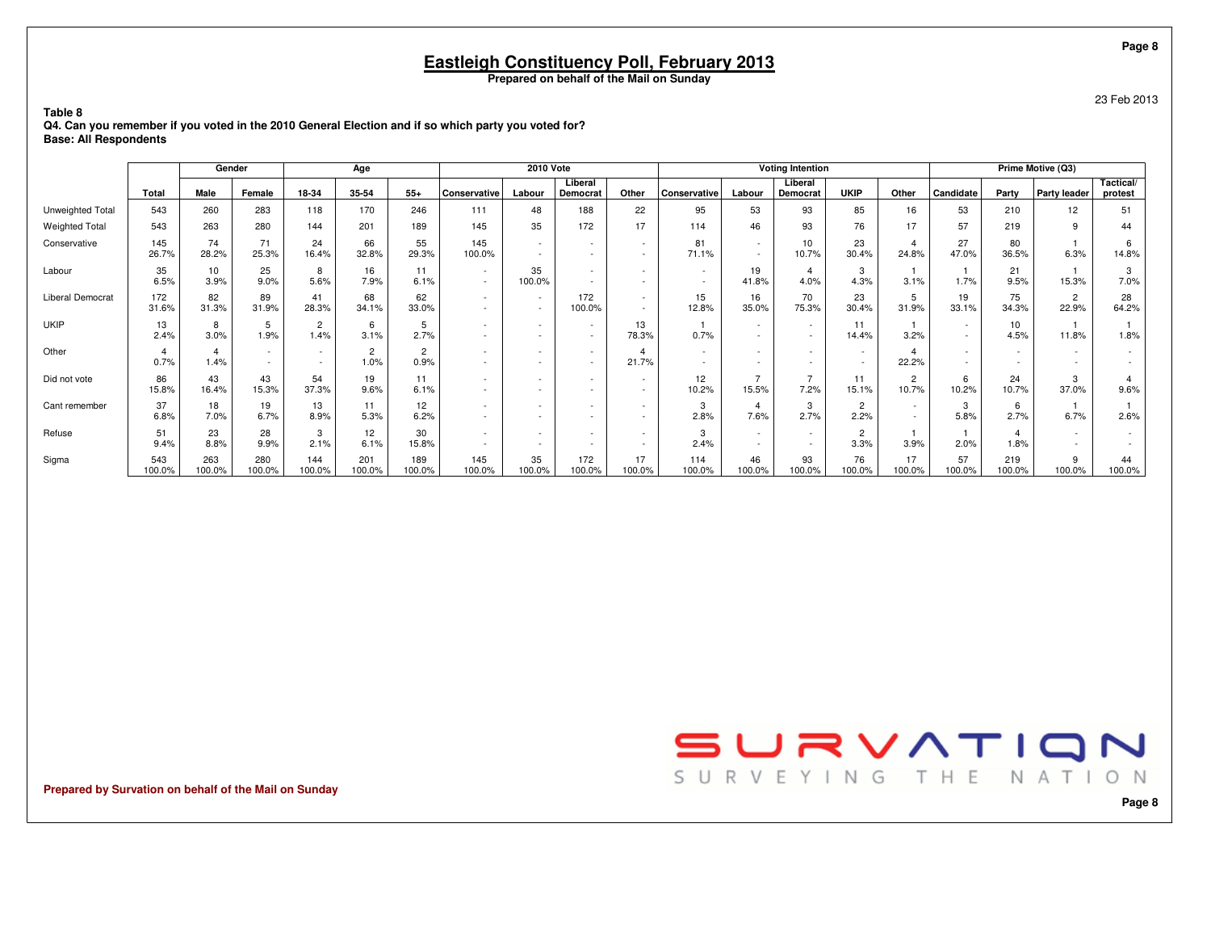# Eastleigh Constituency Poll, February 2013

**Prepared on behalf of the Mail on Sunday**

23 Feb 2013

**Table 8**
**Q4. Can you remember if you voted in the 2010 General Election and if so which party you voted for?**
**Base: All Respondents**

| | | Gender | | Age | | | 2010 Vote | | | | Voting Intention | | | | | Prime Motive (Q3) | | | |
|---|---|---|---|---|---|---|---|---|---|---|---|---|---|---|---|---|---|---|---|
| | Total | Male | Female | 18-34 | 35-54 | 55+ | Conservative | Labour | Liberal Democrat | Other | Conservative | Labour | Liberal Democrat | UKIP | Other | Candidate | Party | Party leader | Tactical/ protest |
| Unweighted Total | 543 | 260 | 283 | 118 | 170 | 246 | 111 | 48 | 188 | 22 | 95 | 53 | 93 | 85 | 16 | 53 | 210 | 12 | 51 |
| Weighted Total | 543 | 263 | 280 | 144 | 201 | 189 | 145 | 35 | 172 | 17 | 114 | 46 | 93 | 76 | 17 | 57 | 219 | 9 | 44 |
| Conservative | 145 | 74 | 71 | 24 | 66 | 55 | 145 | - | - | - | 81 | - | 10 | 23 | 4 | 27 | 80 | 1 | 6 |
| | 26.7% | 28.2% | 25.3% | 16.4% | 32.8% | 29.3% | 100.0% | - | - | - | 71.1% | - | 10.7% | 30.4% | 24.8% | 47.0% | 36.5% | 6.3% | 14.8% |
| Labour | 35 | 10 | 25 | 8 | 16 | 11 | - | 35 | - | - | - | 19 | 4 | 3 | 1 | 1 | 21 | 1 | 3 |
| | 6.5% | 3.9% | 9.0% | 5.6% | 7.9% | 6.1% | - | 100.0% | - | - | - | 41.8% | 4.0% | 4.3% | 3.1% | 1.7% | 9.5% | 15.3% | 7.0% |
| Liberal Democrat | 172 | 82 | 89 | 41 | 68 | 62 | - | - | 172 | - | 15 | 16 | 70 | 23 | 5 | 19 | 75 | 2 | 28 |
| | 31.6% | 31.3% | 31.9% | 28.3% | 34.1% | 33.0% | - | - | 100.0% | - | 12.8% | 35.0% | 75.3% | 30.4% | 31.9% | 33.1% | 34.3% | 22.9% | 64.2% |
| UKIP | 13 | 8 | 5 | 2 | 6 | 5 | - | - | - | 13 | 1 | - | - | 11 | 1 | - | 10 | 1 | 1 |
| | 2.4% | 3.0% | 1.9% | 1.4% | 3.1% | 2.7% | - | - | - | 78.3% | 0.7% | - | - | 14.4% | 3.2% | - | 4.5% | 11.8% | 1.8% |
| Other | 4 | 4 | - | - | 2 | 2 | - | - | - | 4 | - | - | - | - | 4 | - | - | - | - |
| | 0.7% | 1.4% | - | - | 1.0% | 0.9% | - | - | - | 21.7% | - | - | - | - | 22.2% | - | - | - | - |
| Did not vote | 86 | 43 | 43 | 54 | 19 | 11 | - | - | - | - | 12 | 7 | 7 | 11 | 2 | 6 | 24 | 3 | 4 |
| | 15.8% | 16.4% | 15.3% | 37.3% | 9.6% | 6.1% | - | - | - | - | 10.2% | 15.5% | 7.2% | 15.1% | 10.7% | 10.2% | 10.7% | 37.0% | 9.6% |
| Cant remember | 37 | 18 | 19 | 13 | 11 | 12 | - | - | - | - | 3 | 4 | 3 | 2 | - | 3 | 6 | 1 | 1 |
| | 6.8% | 7.0% | 6.7% | 8.9% | 5.3% | 6.2% | - | - | - | - | 2.8% | 7.6% | 2.7% | 2.2% | - | 5.8% | 2.7% | 6.7% | 2.6% |
| Refuse | 51 | 23 | 28 | 3 | 12 | 30 | - | - | - | - | 3 | - | - | 2 | 1 | 1 | 4 | - | - |
| | 9.4% | 8.8% | 9.9% | 2.1% | 6.1% | 15.8% | - | - | - | - | 2.4% | - | - | 3.3% | 3.9% | 2.0% | 1.8% | - | - |
| Sigma | 543 | 263 | 280 | 144 | 201 | 189 | 145 | 35 | 172 | 17 | 114 | 46 | 93 | 76 | 17 | 57 | 219 | 9 | 44 |
| | 100.0% | 100.0% | 100.0% | 100.0% | 100.0% | 100.0% | 100.0% | 100.0% | 100.0% | 100.0% | 100.0% | 100.0% | 100.0% | 100.0% | 100.0% | 100.0% | 100.0% | 100.0% | 100.0% |

Prepared by Survation on behalf of the Mail on Sunday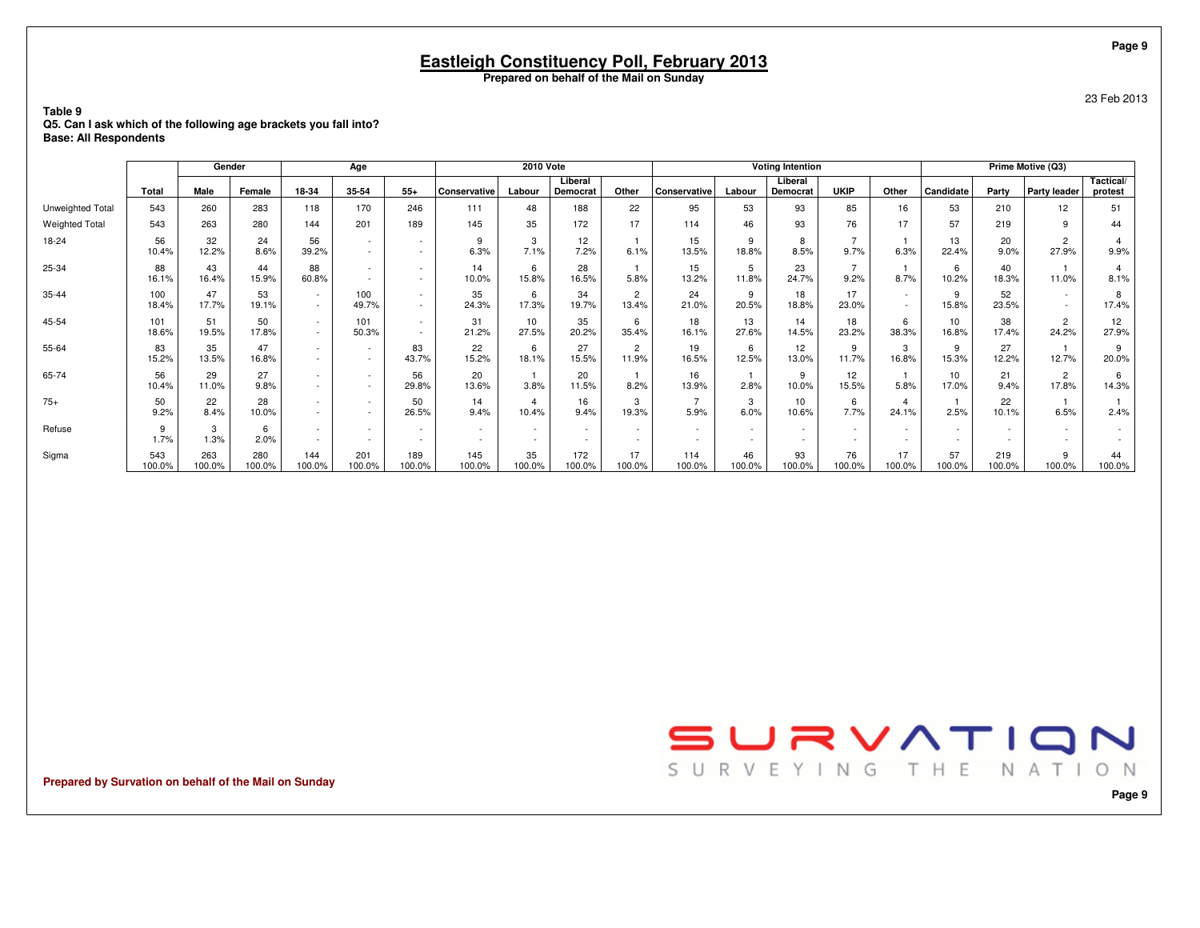# Eastleigh Constituency Poll, February 2013

**Prepared on behalf of the Mail on Sunday**

23 Feb 2013

**Table 9**
**Q5. Can I ask which of the following age brackets you fall into?**
**Base: All Respondents**

| | | Gender | | Age | | | 2010 Vote | | | | Voting Intention | | | | | Prime Motive (Q3) | | | |
|---|---|---|---|---|---|---|---|---|---|---|---|---|---|---|---|---|---|---|---|
| | Total | Male | Female | 18-34 | 35-54 | 55+ | Conservative | Labour | Liberal Democrat | Other | Conservative | Labour | Liberal Democrat | UKIP | Other | Candidate | Party | Party leader | Tactical/ protest |
| Unweighted Total | 543 | 260 | 283 | 118 | 170 | 246 | 111 | 48 | 188 | 22 | 95 | 53 | 93 | 85 | 16 | 53 | 210 | 12 | 51 |
| Weighted Total | 543 | 263 | 280 | 144 | 201 | 189 | 145 | 35 | 172 | 17 | 114 | 46 | 93 | 76 | 17 | 57 | 219 | 9 | 44 |
| 18-24 | 56<br>10.4% | 32<br>12.2% | 24<br>8.6% | 56<br>39.2% | -<br>- | -<br>- | 9<br>6.3% | 3<br>7.1% | 12<br>7.2% | 1<br>6.1% | 15<br>13.5% | 9<br>18.8% | 8<br>8.5% | 7<br>9.7% | 1<br>6.3% | 13<br>22.4% | 20<br>9.0% | 2<br>27.9% | 4<br>9.9% |
| 25-34 | 88<br>16.1% | 43<br>16.4% | 44<br>15.9% | 88<br>60.8% | -<br>- | -<br>- | 14<br>10.0% | 6<br>15.8% | 28<br>16.5% | 1<br>5.8% | 15<br>13.2% | 5<br>11.8% | 23<br>24.7% | 7<br>9.2% | 1<br>8.7% | 6<br>10.2% | 40<br>18.3% | 1<br>11.0% | 4<br>8.1% |
| 35-44 | 100<br>18.4% | 47<br>17.7% | 53<br>19.1% | -<br>- | 100<br>49.7% | -<br>- | 35<br>24.3% | 6<br>17.3% | 34<br>19.7% | 2<br>13.4% | 24<br>21.0% | 9<br>20.5% | 18<br>18.8% | 17<br>23.0% | -<br>- | 9<br>15.8% | 52<br>23.5% | -<br>- | 8<br>17.4% |
| 45-54 | 101<br>18.6% | 51<br>19.5% | 50<br>17.8% | -<br>- | 101<br>50.3% | -<br>- | 31<br>21.2% | 10<br>27.5% | 35<br>20.2% | 6<br>35.4% | 18<br>16.1% | 13<br>27.6% | 14<br>14.5% | 18<br>23.2% | 6<br>38.3% | 10<br>16.8% | 38<br>17.4% | 2<br>24.2% | 12<br>27.9% |
| 55-64 | 83<br>15.2% | 35<br>13.5% | 47<br>16.8% | -<br>- | -<br>- | 83<br>43.7% | 22<br>15.2% | 6<br>18.1% | 27<br>15.5% | 2<br>11.9% | 19<br>16.5% | 6<br>12.5% | 12<br>13.0% | 9<br>11.7% | 3<br>16.8% | 9<br>15.3% | 27<br>12.2% | 1<br>12.7% | 9<br>20.0% |
| 65-74 | 56<br>10.4% | 29<br>11.0% | 27<br>9.8% | -<br>- | -<br>- | 56<br>29.8% | 20<br>13.6% | 1<br>3.8% | 20<br>11.5% | 1<br>8.2% | 16<br>13.9% | 1<br>2.8% | 9<br>10.0% | 12<br>15.5% | 1<br>5.8% | 10<br>17.0% | 21<br>9.4% | 2<br>17.8% | 6<br>14.3% |
| 75+ | 50<br>9.2% | 22<br>8.4% | 28<br>10.0% | -<br>- | -<br>- | 50<br>26.5% | 14<br>9.4% | 4<br>10.4% | 16<br>9.4% | 3<br>19.3% | 7<br>5.9% | 3<br>6.0% | 10<br>10.6% | 6<br>7.7% | 4<br>24.1% | 1<br>2.5% | 22<br>10.1% | 1<br>6.5% | 1<br>2.4% |
| Refuse | 9<br>1.7% | 3<br>1.3% | 6<br>2.0% | -<br>- | -<br>- | -<br>- | -<br>- | -<br>- | -<br>- | -<br>- | -<br>- | -<br>- | -<br>- | -<br>- | -<br>- | -<br>- | -<br>- | -<br>- | -<br>- |
| Sigma | 543<br>100.0% | 263<br>100.0% | 280<br>100.0% | 144<br>100.0% | 201<br>100.0% | 189<br>100.0% | 145<br>100.0% | 35<br>100.0% | 172<br>100.0% | 17<br>100.0% | 114<br>100.0% | 46<br>100.0% | 93<br>100.0% | 76<br>100.0% | 17<br>100.0% | 57<br>100.0% | 219<br>100.0% | 9<br>100.0% | 44<br>100.0% |

SURVATION
SURVEYING THE NATION

**Prepared by Survation on behalf of the Mail on Sunday**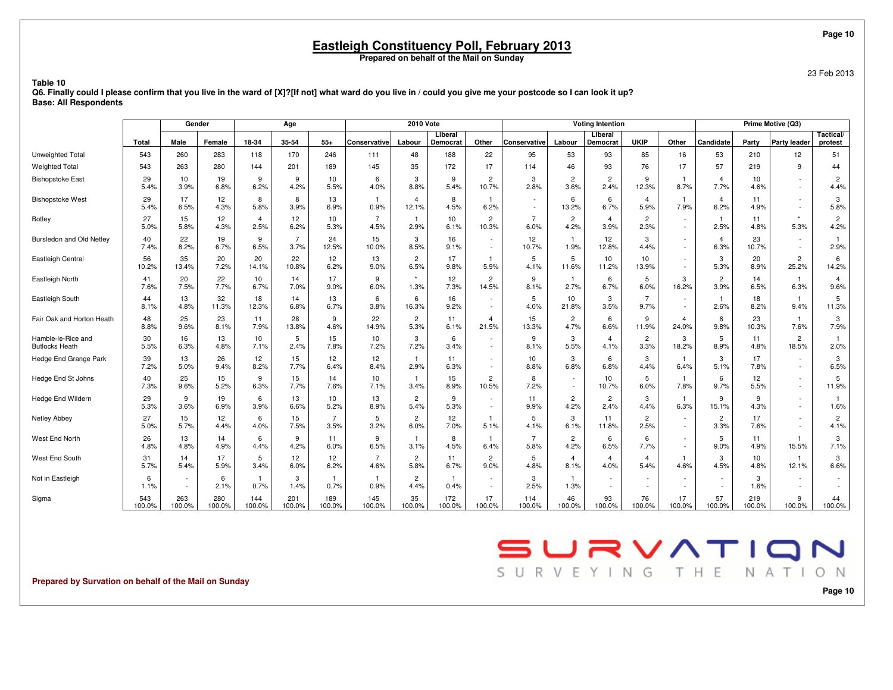# Eastleigh Constituency Poll, February 2013

**Prepared on behalf of the Mail on Sunday**

23 Feb 2013

**Table 10**

**Q6. Finally could I please confirm that you live in the ward of [X]?[If not] what ward do you live in / could you give me your postcode so I can look it up?**

**Base: All Respondents**

| | | Gender | | Age | | | 2010 Vote | | | | Voting Intention | | | | | Prime Motive (Q3) | | | |
|---|---|---|---|---|---|---|---|---|---|---|---|---|---|---|---|---|---|---|---|
| | Total | Male | Female | 18-34 | 35-54 | 55+ | Conservative | Labour | Liberal Democrat | Other | Conservative | Labour | Liberal Democrat | UKIP | Other | Candidate | Party | Party leader | Tactical/ protest |
| Unweighted Total | 543 | 260 | 283 | 118 | 170 | 246 | 111 | 48 | 188 | 22 | 95 | 53 | 93 | 85 | 16 | 53 | 210 | 12 | 51 |
| Weighted Total | 543 | 263 | 280 | 144 | 201 | 189 | 145 | 35 | 172 | 17 | 114 | 46 | 93 | 76 | 17 | 57 | 219 | 9 | 44 |
| Bishopstoke East | 29<br>5.4% | 10<br>3.9% | 19<br>6.8% | 9<br>6.2% | 9<br>4.2% | 10<br>5.5% | 6<br>4.0% | 3<br>8.8% | 9<br>5.4% | 2<br>10.7% | 3<br>2.8% | 2<br>3.6% | 2<br>2.4% | 9<br>12.3% | 1<br>8.7% | 4<br>7.7% | 10<br>4.6% | -<br>- | 2<br>4.4% |
| Bishopstoke West | 29<br>5.4% | 17<br>6.5% | 12<br>4.3% | 8<br>5.8% | 8<br>3.9% | 13<br>6.9% | 1<br>0.9% | 4<br>12.1% | 8<br>4.5% | 1<br>6.2% | -<br>- | 6<br>13.2% | 6<br>6.7% | 4<br>5.9% | 1<br>7.9% | 4<br>6.2% | 11<br>4.9% | -<br>- | 3<br>5.8% |
| Botley | 27<br>5.0% | 15<br>5.8% | 12<br>4.3% | 4<br>2.5% | 12<br>6.2% | 10<br>5.3% | 7<br>4.5% | 1<br>2.9% | 10<br>6.1% | 2<br>10.3% | 7<br>6.0% | 2<br>4.2% | 4<br>3.9% | 2<br>2.3% | -<br>- | 1<br>2.5% | 11<br>4.8% | *<br>5.3% | 2<br>4.2% |
| Bursledon and Old Netley | 40<br>7.4% | 22<br>8.2% | 19<br>6.7% | 9<br>6.5% | 7<br>3.7% | 24<br>12.5% | 15<br>10.0% | 3<br>8.5% | 16<br>9.1% | -<br>- | 12<br>10.7% | 1<br>1.9% | 12<br>12.8% | 3<br>4.4% | -<br>- | 4<br>6.3% | 23<br>10.7% | -<br>- | 1<br>2.9% |
| Eastleigh Central | 56<br>10.2% | 35<br>13.4% | 20<br>7.2% | 20<br>14.1% | 22<br>10.8% | 12<br>6.2% | 13<br>9.0% | 2<br>6.5% | 17<br>9.8% | 1<br>5.9% | 5<br>4.1% | 5<br>11.6% | 10<br>11.2% | 10<br>13.9% | -<br>- | 3<br>5.3% | 20<br>8.9% | 2<br>25.2% | 6<br>14.2% |
| Eastleigh North | 41<br>7.6% | 20<br>7.5% | 22<br>7.7% | 10<br>6.7% | 14<br>7.0% | 17<br>9.0% | 9<br>6.0% | *<br>1.3% | 12<br>7.3% | 2<br>14.5% | 9<br>8.1% | 1<br>2.7% | 6<br>6.7% | 5<br>6.0% | 3<br>16.2% | 2<br>3.9% | 14<br>6.5% | 1<br>6.3% | 4<br>9.6% |
| Eastleigh South | 44<br>8.1% | 13<br>4.8% | 32<br>11.3% | 18<br>12.3% | 14<br>6.8% | 13<br>6.7% | 6<br>3.8% | 6<br>16.3% | 16<br>9.2% | -<br>- | 5<br>4.0% | 10<br>21.8% | 3<br>3.5% | 7<br>9.7% | -<br>- | 1<br>2.6% | 18<br>8.2% | 1<br>9.4% | 5<br>11.3% |
| Fair Oak and Horton Heath | 48<br>8.8% | 25<br>9.6% | 23<br>8.1% | 11<br>7.9% | 28<br>13.8% | 9<br>4.6% | 22<br>14.9% | 2<br>5.3% | 11<br>6.1% | 4<br>21.5% | 15<br>13.3% | 2<br>4.7% | 6<br>6.6% | 9<br>11.9% | 4<br>24.0% | 6<br>9.8% | 23<br>10.3% | 1<br>7.6% | 3<br>7.9% |
| Hamble-le-Rice and Butlocks Heath | 30<br>5.5% | 16<br>6.3% | 13<br>4.8% | 10<br>7.1% | 5<br>2.4% | 15<br>7.8% | 10<br>7.2% | 3<br>7.2% | 6<br>3.4% | -<br>- | 9<br>8.1% | 3<br>5.5% | 4<br>4.1% | 2<br>3.3% | 3<br>18.2% | 5<br>8.9% | 11<br>4.8% | 2<br>18.5% | 1<br>2.0% |
| Hedge End Grange Park | 39<br>7.2% | 13<br>5.0% | 26<br>9.4% | 12<br>8.2% | 15<br>7.7% | 12<br>6.4% | 12<br>8.4% | 1<br>2.9% | 11<br>6.3% | -<br>- | 10<br>8.8% | 3<br>6.8% | 6<br>6.8% | 3<br>4.4% | 1<br>6.4% | 3<br>5.1% | 17<br>7.8% | -<br>- | 3<br>6.5% |
| Hedge End St Johns | 40<br>7.3% | 25<br>9.6% | 15<br>5.2% | 9<br>6.3% | 15<br>7.7% | 14<br>7.6% | 10<br>7.1% | 1<br>3.4% | 15<br>8.9% | 2<br>10.5% | 8<br>7.2% | -<br>- | 10<br>10.7% | 5<br>6.0% | 1<br>7.8% | 6<br>9.7% | 12<br>5.5% | -<br>- | 5<br>11.9% |
| Hedge End Wildern | 29<br>5.3% | 9<br>3.6% | 19<br>6.9% | 6<br>3.9% | 13<br>6.6% | 10<br>5.2% | 13<br>8.9% | 2<br>5.4% | 9<br>5.3% | -<br>- | 11<br>9.9% | 2<br>4.2% | 2<br>2.4% | 3<br>4.4% | 1<br>6.3% | 9<br>15.1% | 9<br>4.3% | -<br>- | 1<br>1.6% |
| Netley Abbey | 27<br>5.0% | 15<br>5.7% | 12<br>4.4% | 6<br>4.0% | 15<br>7.5% | 7<br>3.5% | 5<br>3.2% | 2<br>6.0% | 12<br>7.0% | 1<br>5.1% | 5<br>4.1% | 3<br>6.1% | 11<br>11.8% | 2<br>2.5% | -<br>- | 2<br>3.3% | 17<br>7.6% | -<br>- | 2<br>4.1% |
| West End North | 26<br>4.8% | 13<br>4.8% | 14<br>4.9% | 6<br>4.4% | 9<br>4.2% | 11<br>6.0% | 9<br>6.5% | 1<br>3.1% | 8<br>4.5% | 1<br>6.4% | 7<br>5.8% | 2<br>4.2% | 6<br>6.5% | 6<br>7.7% | -<br>- | 5<br>9.0% | 11<br>4.9% | 1<br>15.5% | 3<br>7.1% |
| West End South | 31<br>5.7% | 14<br>5.4% | 17<br>5.9% | 5<br>3.4% | 12<br>6.0% | 12<br>6.2% | 7<br>4.6% | 2<br>5.8% | 11<br>6.7% | 2<br>9.0% | 5<br>4.8% | 4<br>8.1% | 4<br>4.0% | 4<br>5.4% | 1<br>4.6% | 3<br>4.5% | 10<br>4.8% | 1<br>12.1% | 3<br>6.6% |
| Not in Eastleigh | 6<br>1.1% | -<br>- | 6<br>2.1% | 1<br>0.7% | 3<br>1.4% | 1<br>0.7% | 1<br>0.9% | 2<br>4.4% | 1<br>0.4% | -<br>- | 3<br>2.5% | 1<br>1.3% | -<br>- | -<br>- | -<br>- | -<br>- | 3<br>1.6% | -<br>- | -<br>- |
| Sigma | 543<br>100.0% | 263<br>100.0% | 280<br>100.0% | 144<br>100.0% | 201<br>100.0% | 189<br>100.0% | 145<br>100.0% | 35<br>100.0% | 172<br>100.0% | 17<br>100.0% | 114<br>100.0% | 46<br>100.0% | 93<br>100.0% | 76<br>100.0% | 17<br>100.0% | 57<br>100.0% | 219<br>100.0% | 9<br>100.0% | 44<br>100.0% |

**Prepared by Survation on behalf of the Mail on Sunday**

SURVATION — SURVEYING THE NATION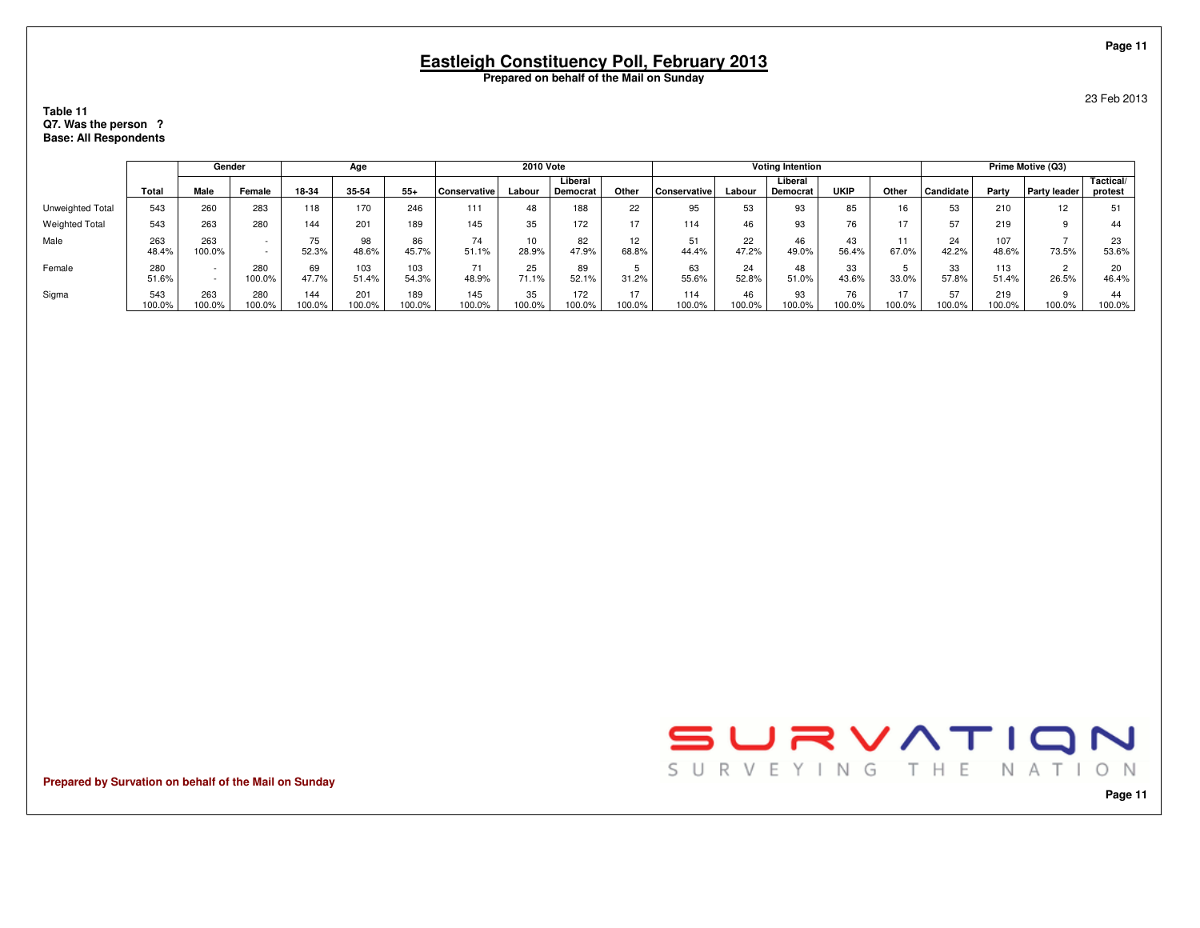# Eastleigh Constituency Poll, February 2013

**Prepared on behalf of the Mail on Sunday**

23 Feb 2013

**Table 11**
**Q7. Was the person ?**
**Base: All Respondents**

| | Total | Gender | | Age | | | 2010 Vote | | | | Voting Intention | | | | | Prime Motive (Q3) | | | |
|---|---|---|---|---|---|---|---|---|---|---|---|---|---|---|---|---|---|---|---|
| | | Male | Female | 18-34 | 35-54 | 55+ | Conservative | Labour | Liberal Democrat | Other | Conservative | Labour | Liberal Democrat | UKIP | Other | Candidate | Party | Party leader | Tactical/ protest |
| Unweighted Total | 543 | 260 | 283 | 118 | 170 | 246 | 111 | 48 | 188 | 22 | 95 | 53 | 93 | 85 | 16 | 53 | 210 | 12 | 51 |
| Weighted Total | 543 | 263 | 280 | 144 | 201 | 189 | 145 | 35 | 172 | 17 | 114 | 46 | 93 | 76 | 17 | 57 | 219 | 9 | 44 |
| Male | 263 | 263 | - | 75 | 98 | 86 | 74 | 10 | 82 | 12 | 51 | 22 | 46 | 43 | 11 | 24 | 107 | 7 | 23 |
| | 48.4% | 100.0% | - | 52.3% | 48.6% | 45.7% | 51.1% | 28.9% | 47.9% | 68.8% | 44.4% | 47.2% | 49.0% | 56.4% | 67.0% | 42.2% | 48.6% | 73.5% | 53.6% |
| Female | 280 | - | 280 | 69 | 103 | 103 | 71 | 25 | 89 | 5 | 63 | 24 | 48 | 33 | 5 | 33 | 113 | 2 | 20 |
| | 51.6% | - | 100.0% | 47.7% | 51.4% | 54.3% | 48.9% | 71.1% | 52.1% | 31.2% | 55.6% | 52.8% | 51.0% | 43.6% | 33.0% | 57.8% | 51.4% | 26.5% | 46.4% |
| Sigma | 543 | 263 | 280 | 144 | 201 | 189 | 145 | 35 | 172 | 17 | 114 | 46 | 93 | 76 | 17 | 57 | 219 | 9 | 44 |
| | 100.0% | 100.0% | 100.0% | 100.0% | 100.0% | 100.0% | 100.0% | 100.0% | 100.0% | 100.0% | 100.0% | 100.0% | 100.0% | 100.0% | 100.0% | 100.0% | 100.0% | 100.0% | 100.0% |

**Prepared by Survation on behalf of the Mail on Sunday**

SURVATION
SURVEYING THE NATION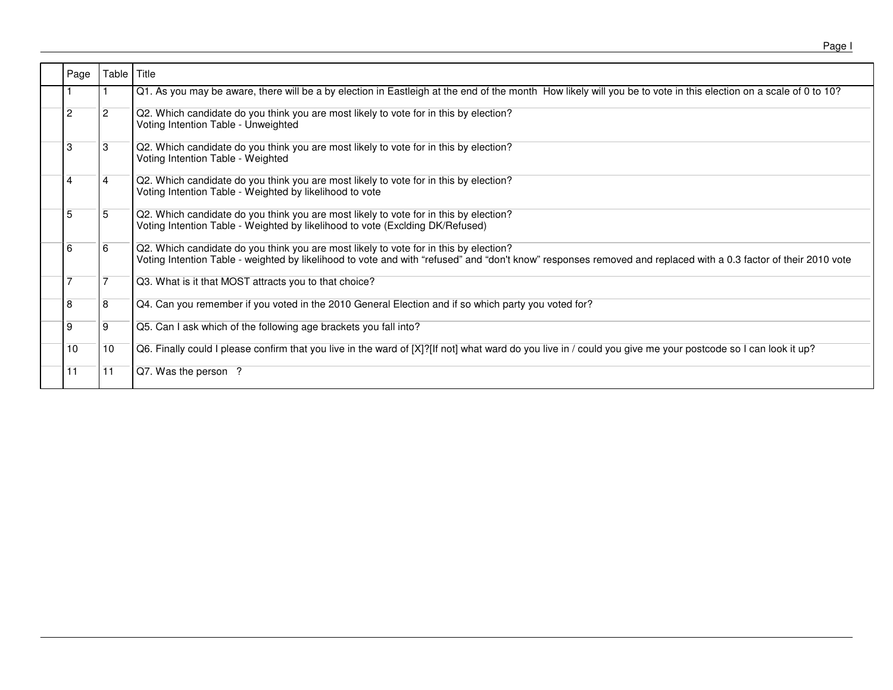| Page | Table | Title |
|---|---|---|
| 1 | 1 | Q1. As you may be aware, there will be a by election in Eastleigh at the end of the month How likely will you be to vote in this election on a scale of 0 to 10? |
| 2 | 2 | Q2. Which candidate do you think you are most likely to vote for in this by election?<br>Voting Intention Table - Unweighted |
| 3 | 3 | Q2. Which candidate do you think you are most likely to vote for in this by election?<br>Voting Intention Table - Weighted |
| 4 | 4 | Q2. Which candidate do you think you are most likely to vote for in this by election?<br>Voting Intention Table - Weighted by likelihood to vote |
| 5 | 5 | Q2. Which candidate do you think you are most likely to vote for in this by election?<br>Voting Intention Table - Weighted by likelihood to vote (Exclding DK/Refused) |
| 6 | 6 | Q2. Which candidate do you think you are most likely to vote for in this by election?<br>Voting Intention Table - weighted by likelihood to vote and with “refused” and “don't know” responses removed and replaced with a 0.3 factor of their 2010 vote |
| 7 | 7 | Q3. What is it that MOST attracts you to that choice? |
| 8 | 8 | Q4. Can you remember if you voted in the 2010 General Election and if so which party you voted for? |
| 9 | 9 | Q5. Can I ask which of the following age brackets you fall into? |
| 10 | 10 | Q6. Finally could I please confirm that you live in the ward of [X]?[If not] what ward do you live in / could you give me your postcode so I can look it up? |
| 11 | 11 | Q7. Was the person ? |